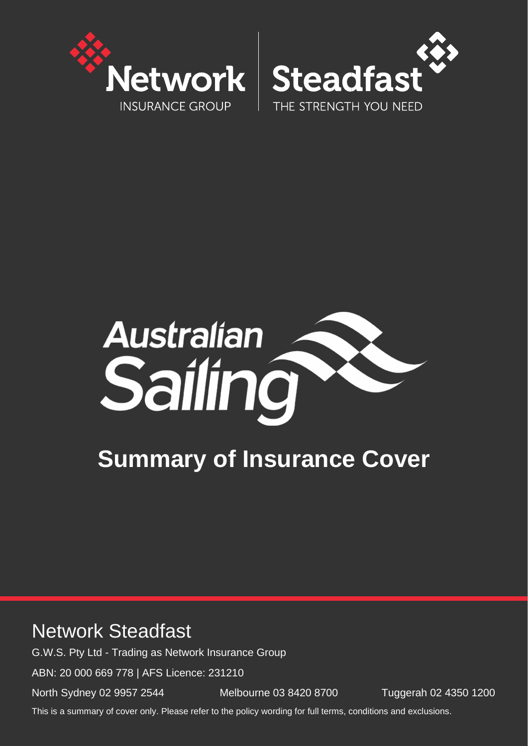Network INSURANCE GROUP | Steadfast THE STRENGTH YOU NEED

Australian Sailing

# Summary of Insurance Cover

## Network Steadfast

G.W.S. Pty Ltd - Trading as Network Insurance Group

ABN: 20 000 669 778 | AFS Licence: 231210

North Sydney 02 9957 2544 Melbourne 03 8420 8700 Tuggerah 02 4350 1200

This is a summary of cover only. Please refer to the policy wording for full terms, conditions and exclusions.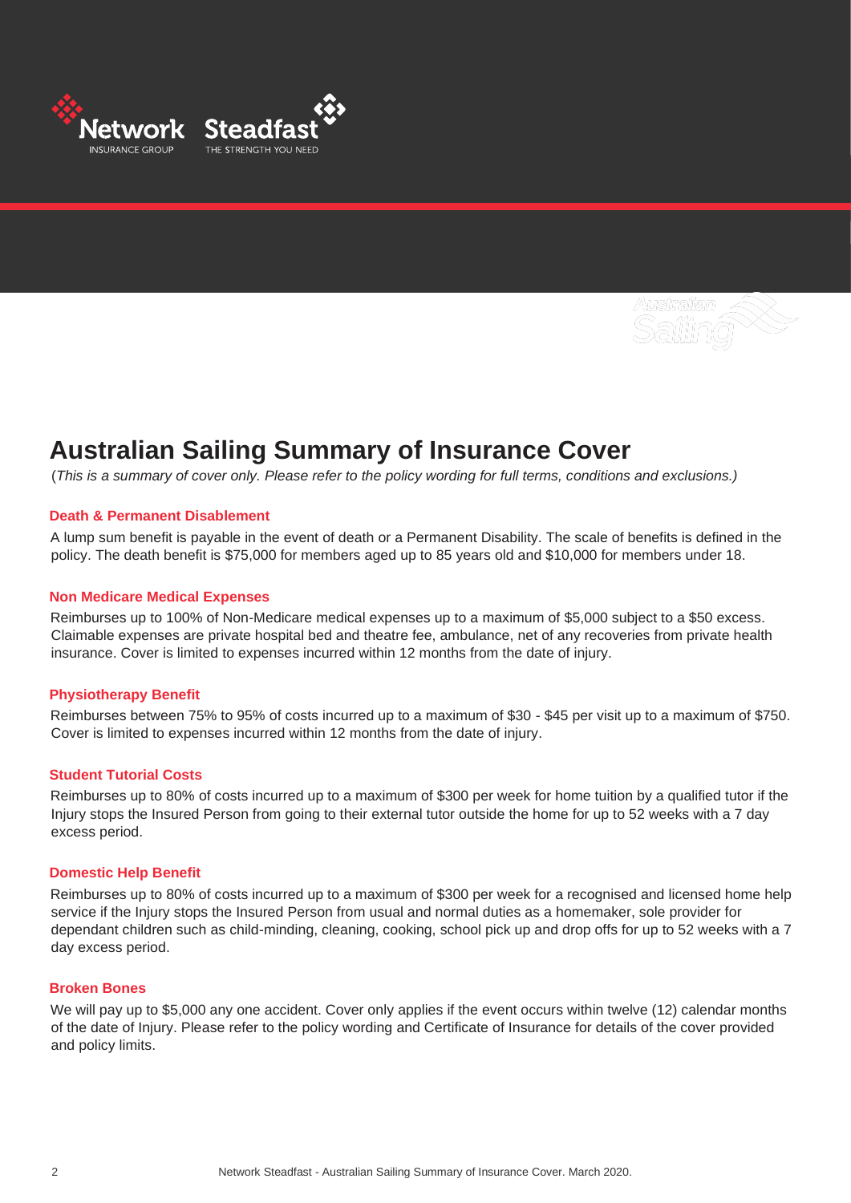# Australian Sailing Summary of Insurance Cover

(*This is a summary of cover only. Please refer to the policy wording for full terms, conditions and exclusions.)*

### Death & Permanent Disablement

A lump sum benefit is payable in the event of death or a Permanent Disability. The scale of benefits is defined in the policy. The death benefit is $75,000 for members aged up to 85 years old and $10,000 for members under 18.

### Non Medicare Medical Expenses

Reimburses up to 100% of Non-Medicare medical expenses up to a maximum of $5,000 subject to a $50 excess. Claimable expenses are private hospital bed and theatre fee, ambulance, net of any recoveries from private health insurance. Cover is limited to expenses incurred within 12 months from the date of injury.

### Physiotherapy Benefit

Reimburses between 75% to 95% of costs incurred up to a maximum of $30 - $45 per visit up to a maximum of $750. Cover is limited to expenses incurred within 12 months from the date of injury.

### Student Tutorial Costs

Reimburses up to 80% of costs incurred up to a maximum of $300 per week for home tuition by a qualified tutor if the Injury stops the Insured Person from going to their external tutor outside the home for up to 52 weeks with a 7 day excess period.

### Domestic Help Benefit

Reimburses up to 80% of costs incurred up to a maximum of $300 per week for a recognised and licensed home help service if the Injury stops the Insured Person from usual and normal duties as a homemaker, sole provider for dependant children such as child-minding, cleaning, cooking, school pick up and drop offs for up to 52 weeks with a 7 day excess period.

### Broken Bones

We will pay up to $5,000 any one accident. Cover only applies if the event occurs within twelve (12) calendar months of the date of Injury. Please refer to the policy wording and Certificate of Insurance for details of the cover provided and policy limits.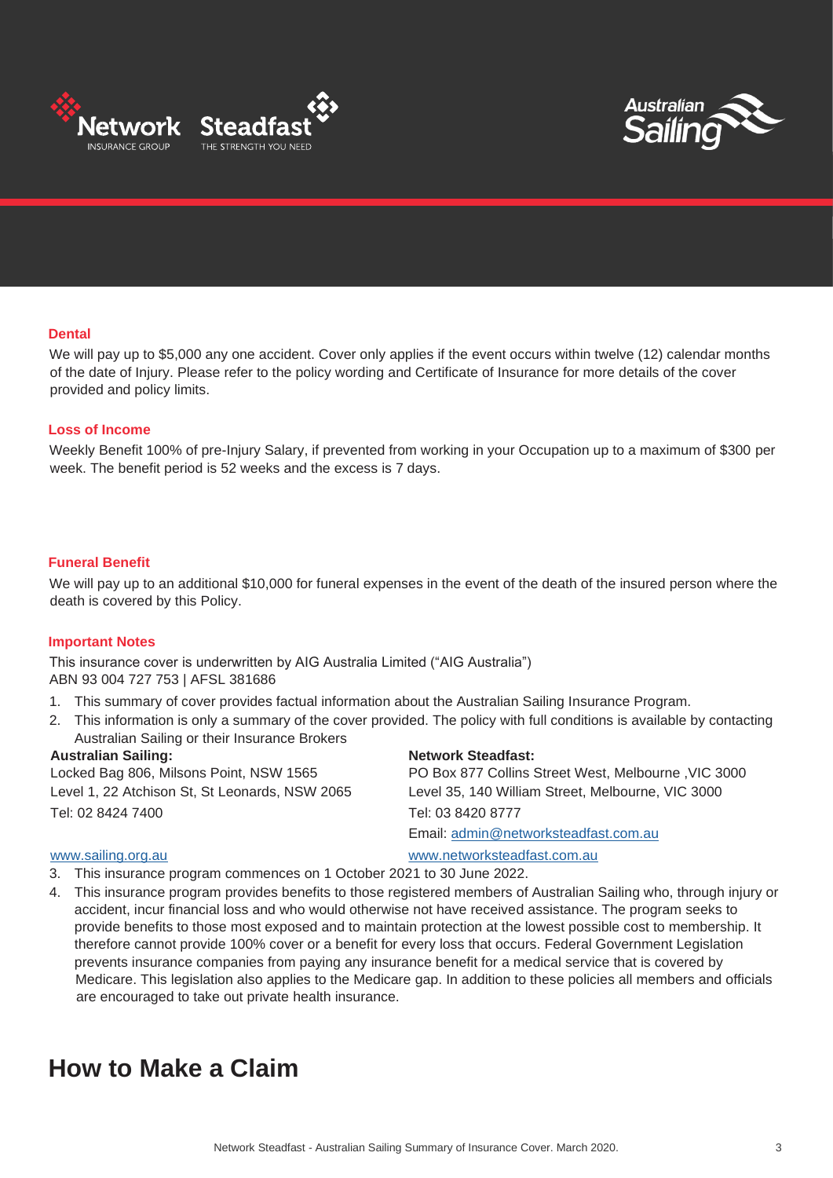### Dental

We will pay up to $5,000 any one accident. Cover only applies if the event occurs within twelve (12) calendar months of the date of Injury. Please refer to the policy wording and Certificate of Insurance for more details of the cover provided and policy limits.

### Loss of Income

Weekly Benefit 100% of pre-Injury Salary, if prevented from working in your Occupation up to a maximum of $300 per week. The benefit period is 52 weeks and the excess is 7 days.

### Funeral Benefit

We will pay up to an additional $10,000 for funeral expenses in the event of the death of the insured person where the death is covered by this Policy.

### Important Notes

This insurance cover is underwritten by AIG Australia Limited ("AIG Australia")
ABN 93 004 727 753 | AFSL 381686

1. This summary of cover provides factual information about the Australian Sailing Insurance Program.
2. This information is only a summary of the cover provided. The policy with full conditions is available by contacting Australian Sailing or their Insurance Brokers

**Australian Sailing:**
Locked Bag 806, Milsons Point, NSW 1565
Level 1, 22 Atchison St, St Leonards, NSW 2065
Tel: 02 8424 7400
www.sailing.org.au

**Network Steadfast:**
PO Box 877 Collins Street West, Melbourne ,VIC 3000
Level 35, 140 William Street, Melbourne, VIC 3000
Tel: 03 8420 8777
Email: admin@networksteadfast.com.au
www.networksteadfast.com.au

3. This insurance program commences on 1 October 2021 to 30 June 2022.
4. This insurance program provides benefits to those registered members of Australian Sailing who, through injury or accident, incur financial loss and who would otherwise not have received assistance. The program seeks to provide benefits to those most exposed and to maintain protection at the lowest possible cost to membership. It therefore cannot provide 100% cover or a benefit for every loss that occurs. Federal Government Legislation prevents insurance companies from paying any insurance benefit for a medical service that is covered by Medicare. This legislation also applies to the Medicare gap. In addition to these policies all members and officials are encouraged to take out private health insurance.

## How to Make a Claim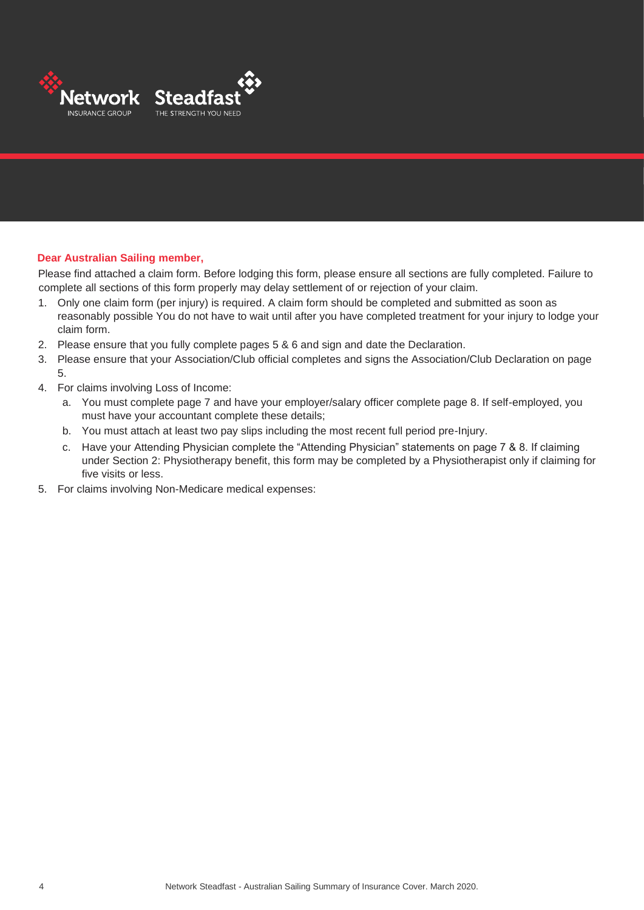**Dear Australian Sailing member,**

Please find attached a claim form. Before lodging this form, please ensure all sections are fully completed. Failure to complete all sections of this form properly may delay settlement of or rejection of your claim.

1. Only one claim form (per injury) is required. A claim form should be completed and submitted as soon as reasonably possible You do not have to wait until after you have completed treatment for your injury to lodge your claim form.
2. Please ensure that you fully complete pages 5 & 6 and sign and date the Declaration.
3. Please ensure that your Association/Club official completes and signs the Association/Club Declaration on page 5.
4. For claims involving Loss of Income:
   a. You must complete page 7 and have your employer/salary officer complete page 8. If self-employed, you must have your accountant complete these details;
   b. You must attach at least two pay slips including the most recent full period pre-Injury.
   c. Have your Attending Physician complete the "Attending Physician" statements on page 7 & 8. If claiming under Section 2: Physiotherapy benefit, this form may be completed by a Physiotherapist only if claiming for five visits or less.
5. For claims involving Non-Medicare medical expenses: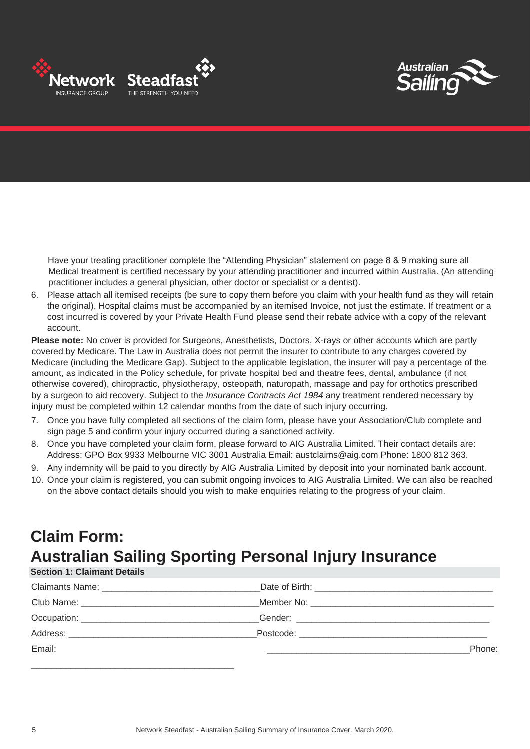Have your treating practitioner complete the "Attending Physician" statement on page 8 & 9 making sure all Medical treatment is certified necessary by your attending practitioner and incurred within Australia. (An attending practitioner includes a general physician, other doctor or specialist or a dentist).

6. Please attach all itemised receipts (be sure to copy them before you claim with your health fund as they will retain the original). Hospital claims must be accompanied by an itemised Invoice, not just the estimate. If treatment or a cost incurred is covered by your Private Health Fund please send their rebate advice with a copy of the relevant account.

**Please note:** No cover is provided for Surgeons, Anesthetists, Doctors, X-rays or other accounts which are partly covered by Medicare. The Law in Australia does not permit the insurer to contribute to any charges covered by Medicare (including the Medicare Gap). Subject to the applicable legislation, the insurer will pay a percentage of the amount, as indicated in the Policy schedule, for private hospital bed and theatre fees, dental, ambulance (if not otherwise covered), chiropractic, physiotherapy, osteopath, naturopath, massage and pay for orthotics prescribed by a surgeon to aid recovery. Subject to the *Insurance Contracts Act 1984* any treatment rendered necessary by injury must be completed within 12 calendar months from the date of such injury occurring.

7. Once you have fully completed all sections of the claim form, please have your Association/Club complete and sign page 5 and confirm your injury occurred during a sanctioned activity.
8. Once you have completed your claim form, please forward to AIG Australia Limited. Their contact details are: Address: GPO Box 9933 Melbourne VIC 3001 Australia Email: austclaims@aig.com Phone: 1800 812 363.
9. Any indemnity will be paid to you directly by AIG Australia Limited by deposit into your nominated bank account.
10. Once your claim is registered, you can submit ongoing invoices to AIG Australia Limited. We can also be reached on the above contact details should you wish to make enquiries relating to the progress of your claim.

# Claim Form: Australian Sailing Sporting Personal Injury Insurance

### Section 1: Claimant Details

Claimants Name: ______________________________ Date of Birth: ______________________________

Club Name: ______________________________ Member No: ______________________________

Occupation: ______________________________ Gender: ______________________________

Address: ______________________________ Postcode: ______________________________

Email: ______________________________ Phone: ______________________________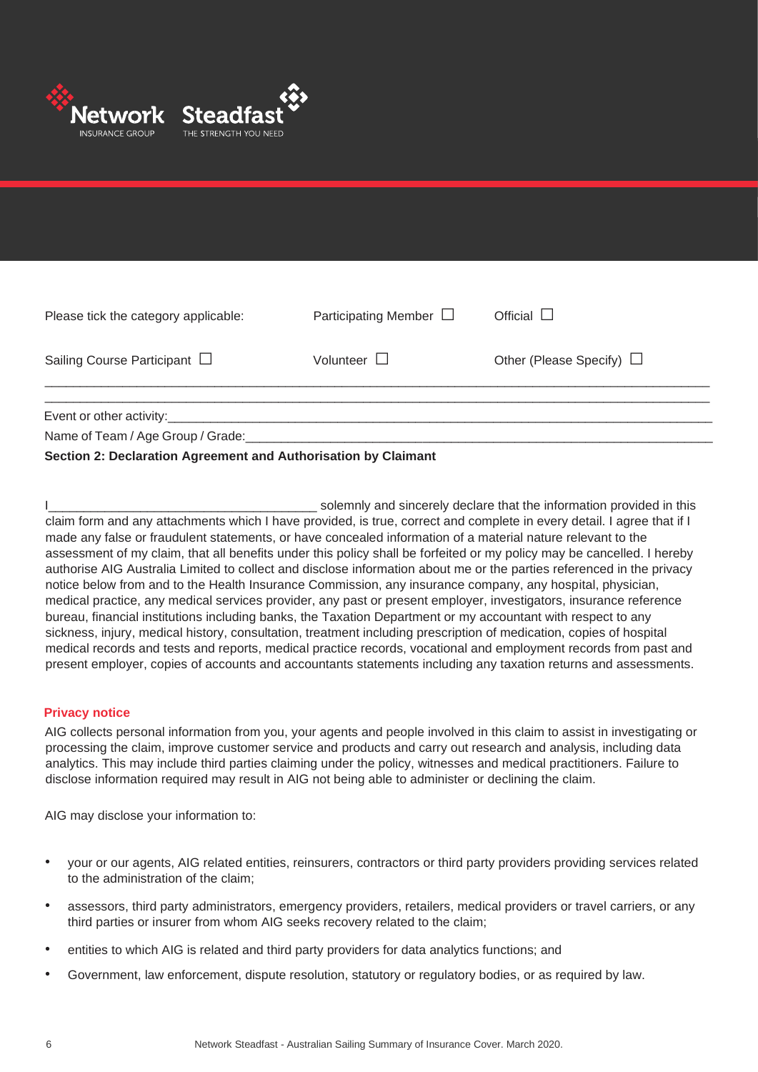Please tick the category applicable: Participating Member ☐ Official ☐

Sailing Course Participant ☐ Volunteer ☐ Other (Please Specify) ☐

_______________________________________________________________________________________________

_______________________________________________________________________________________________

Event or other activity:_______________________________________________________________________________

Name of Team / Age Group / Grade:_______________________________________________________________________

**Section 2: Declaration Agreement and Authorisation by Claimant**

I______________________________________ solemnly and sincerely declare that the information provided in this claim form and any attachments which I have provided, is true, correct and complete in every detail. I agree that if I made any false or fraudulent statements, or have concealed information of a material nature relevant to the assessment of my claim, that all benefits under this policy shall be forfeited or my policy may be cancelled. I hereby authorise AIG Australia Limited to collect and disclose information about me or the parties referenced in the privacy notice below from and to the Health Insurance Commission, any insurance company, any hospital, physician, medical practice, any medical services provider, any past or present employer, investigators, insurance reference bureau, financial institutions including banks, the Taxation Department or my accountant with respect to any sickness, injury, medical history, consultation, treatment including prescription of medication, copies of hospital medical records and tests and reports, medical practice records, vocational and employment records from past and present employer, copies of accounts and accountants statements including any taxation returns and assessments.

**Privacy notice**

AIG collects personal information from you, your agents and people involved in this claim to assist in investigating or processing the claim, improve customer service and products and carry out research and analysis, including data analytics. This may include third parties claiming under the policy, witnesses and medical practitioners. Failure to disclose information required may result in AIG not being able to administer or declining the claim.

AIG may disclose your information to:

- your or our agents, AIG related entities, reinsurers, contractors or third party providers providing services related to the administration of the claim;
- assessors, third party administrators, emergency providers, retailers, medical providers or travel carriers, or any third parties or insurer from whom AIG seeks recovery related to the claim;
- entities to which AIG is related and third party providers for data analytics functions; and
- Government, law enforcement, dispute resolution, statutory or regulatory bodies, or as required by law.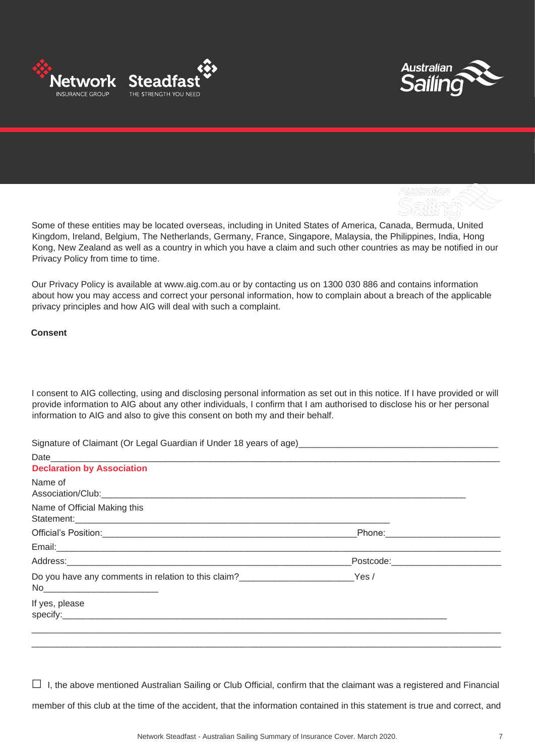Some of these entities may be located overseas, including in United States of America, Canada, Bermuda, United Kingdom, Ireland, Belgium, The Netherlands, Germany, France, Singapore, Malaysia, the Philippines, India, Hong Kong, New Zealand as well as a country in which you have a claim and such other countries as may be notified in our Privacy Policy from time to time.

Our Privacy Policy is available at www.aig.com.au or by contacting us on 1300 030 886 and contains information about how you may access and correct your personal information, how to complain about a breach of the applicable privacy principles and how AIG will deal with such a complaint.

**Consent**

I consent to AIG collecting, using and disclosing personal information as set out in this notice. If I have provided or will provide information to AIG about any other individuals, I confirm that I am authorised to disclose his or her personal information to AIG and also to give this consent on both my and their behalf.

Signature of Claimant (Or Legal Guardian if Under 18 years of age)________________________________________

Date________________________________________________________________________________

**Declaration by Association**

Name of Association/Club:___________________________________________________________________________

Name of Official Making this Statement:_____________________________________________________________

Official's Position:_______________________________________________Phone:_______________________

Email:________________________________________________________________________________

Address:_______________________________________________________Postcode:_____________________

Do you have any comments in relation to this claim?______________________Yes / No_______________________

If yes, please specify:__________________________________________________________________________

________________________________________________________________________________________

________________________________________________________________________________________

☐ I, the above mentioned Australian Sailing or Club Official, confirm that the claimant was a registered and Financial member of this club at the time of the accident, that the information contained in this statement is true and correct, and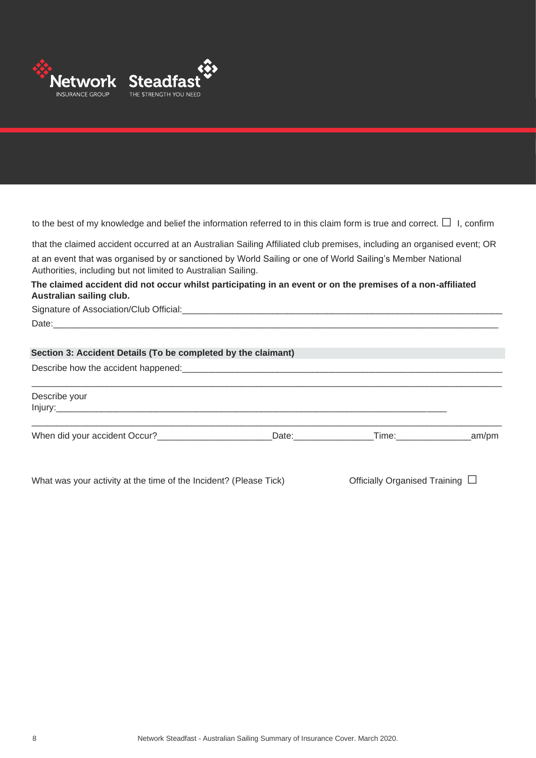to the best of my knowledge and belief the information referred to in this claim form is true and correct. ☐ I, confirm

that the claimed accident occurred at an Australian Sailing Affiliated club premises, including an organised event; OR at an event that was organised by or sanctioned by World Sailing or one of World Sailing's Member National Authorities, including but not limited to Australian Sailing.

**The claimed accident did not occur whilst participating in an event or on the premises of a non-affiliated Australian sailing club.**

Signature of Association/Club Official:_______________________________________________

Date:_______________________________________________

**Section 3: Accident Details (To be completed by the claimant)**

Describe how the accident happened:_______________________________________________

_______________________________________________

Describe your Injury:_______________________________________________

_______________________________________________

When did your accident Occur?______________ Date:______________ Time:______________ am/pm

What was your activity at the time of the Incident? (Please Tick)

Officially Organised Training ☐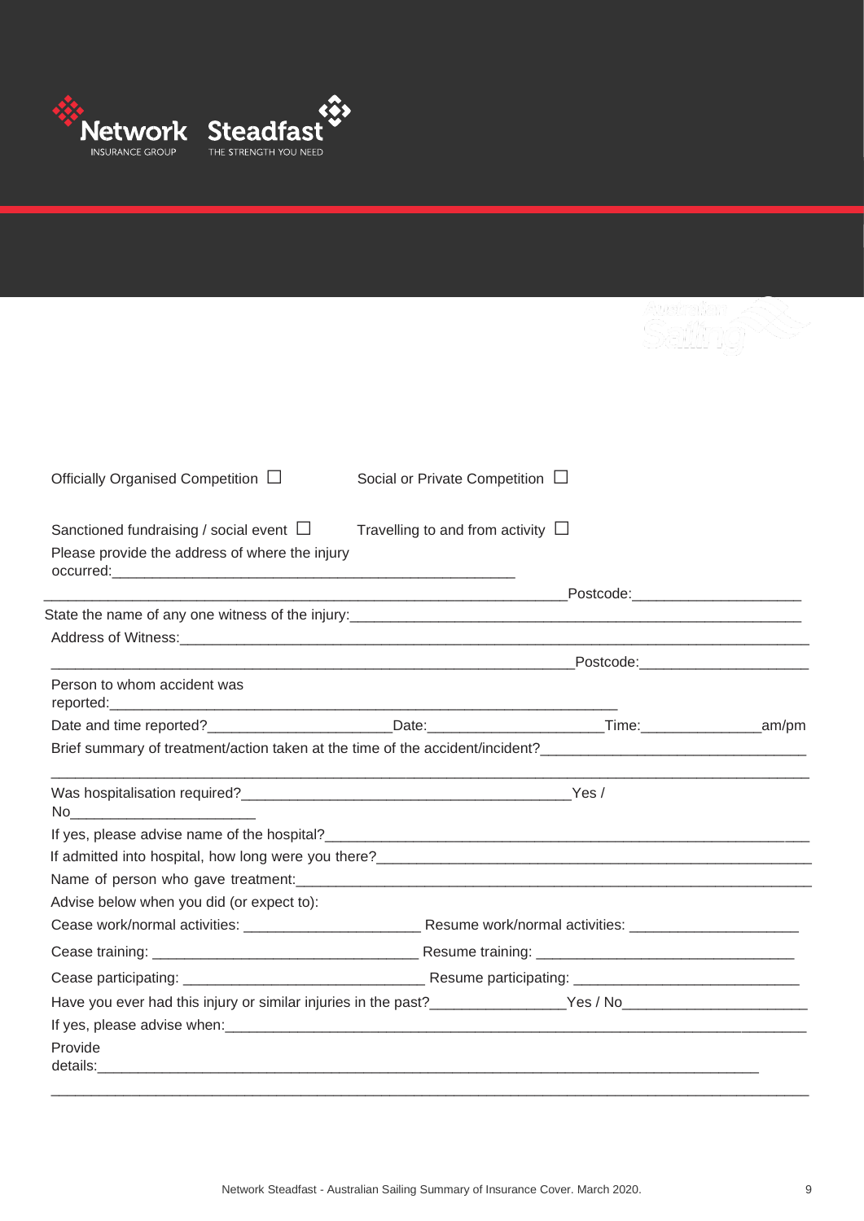Officially Organised Competition ☐ Social or Private Competition ☐

Sanctioned fundraising / social event ☐ Travelling to and from activity ☐

Please provide the address of where the injury occurred:___________________________________________________

_________________________________________________________________Postcode:_____________________

State the name of any one witness of the injury:_________________________________________________________

Address of Witness:_____________________________________________________________________________

_________________________________________________________________Postcode:_____________________

Person to whom accident was reported:_________________________________________________________

Date and time reported?______________________Date:_____________________Time:_______________am/pm

Brief summary of treatment/action taken at the time of the accident/incident?________________________________

_________________________________________________________________________________________

Was hospitalisation required?________________________________________Yes / No_______________________

If yes, please advise name of the hospital?_____________________________________________________________

If admitted into hospital, how long were you there?_____________________________________________________

Name of person who gave treatment:_________________________________________________________________

Advise below when you did (or expect to):

Cease work/normal activities: _____________________ Resume work/normal activities: _____________________

Cease training: ________________________________ Resume training: ________________________________

Cease participating: _____________________________ Resume participating: ____________________________

Have you ever had this injury or similar injuries in the past?________________Yes / No______________________

If yes, please advise when:_________________________________________________________________________

Provide details:___________________________________________________________________________________

_________________________________________________________________________________________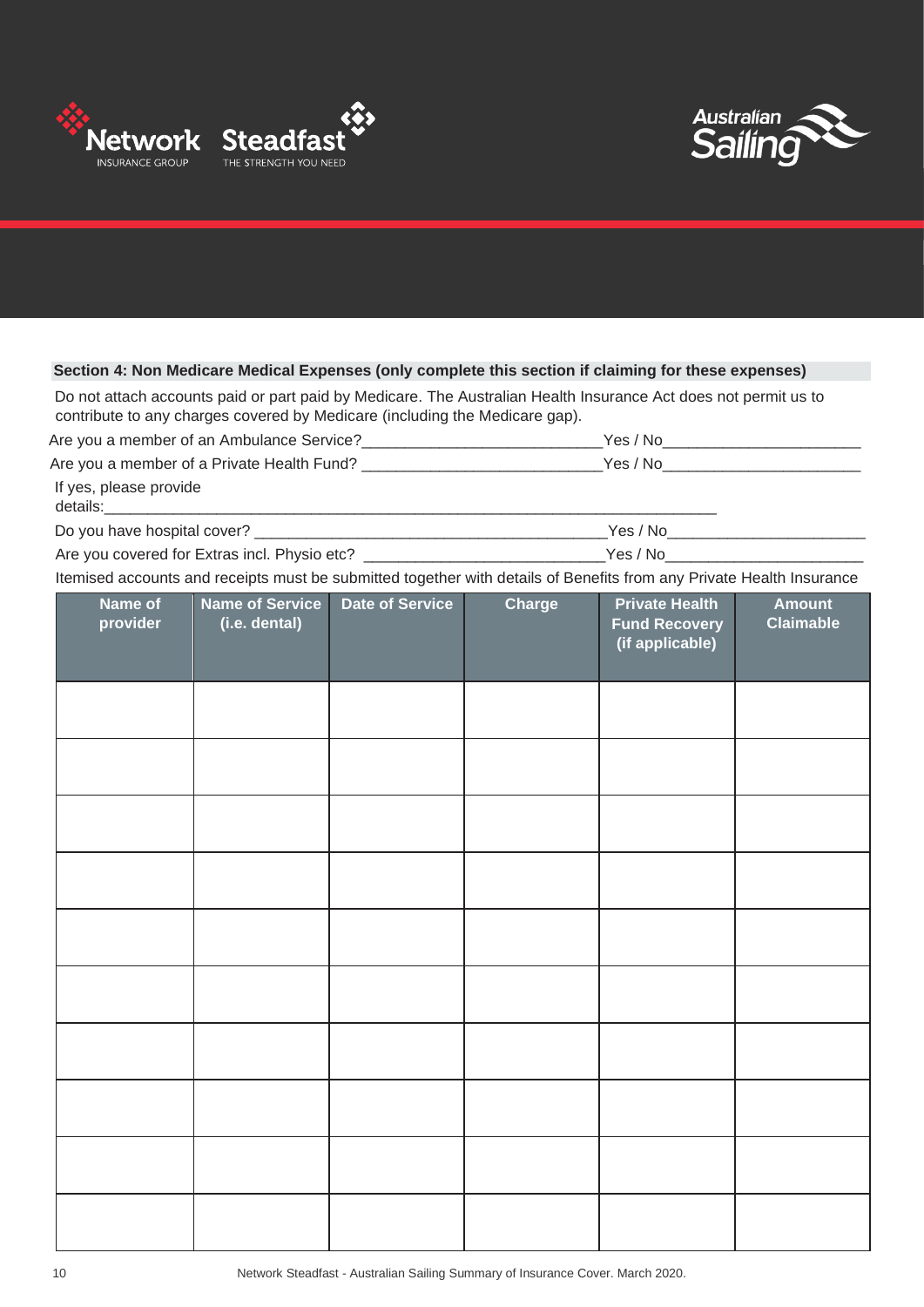## Section 4: Non Medicare Medical Expenses (only complete this section if claiming for these expenses)

Do not attach accounts paid or part paid by Medicare. The Australian Health Insurance Act does not permit us to contribute to any charges covered by Medicare (including the Medicare gap).

Are you a member of an Ambulance Service?____________________________Yes / No_______________________

Are you a member of a Private Health Fund? ____________________________Yes / No_______________________

If yes, please provide details:___________________________________________________________________________

Do you have hospital cover? __________________________________________Yes / No_______________________

Are you covered for Extras incl. Physio etc? ____________________________Yes / No_______________________

Itemised accounts and receipts must be submitted together with details of Benefits from any Private Health Insurance

| Name of provider | Name of Service (i.e. dental) | Date of Service | Charge | Private Health Fund Recovery (if applicable) | Amount Claimable |
|---|---|---|---|---|---|
| | | | | | |
| | | | | | |
| | | | | | |
| | | | | | |
| | | | | | |
| | | | | | |
| | | | | | |
| | | | | | |
| | | | | | |
| | | | | | |

Network Steadfast - Australian Sailing Summary of Insurance Cover. March 2020.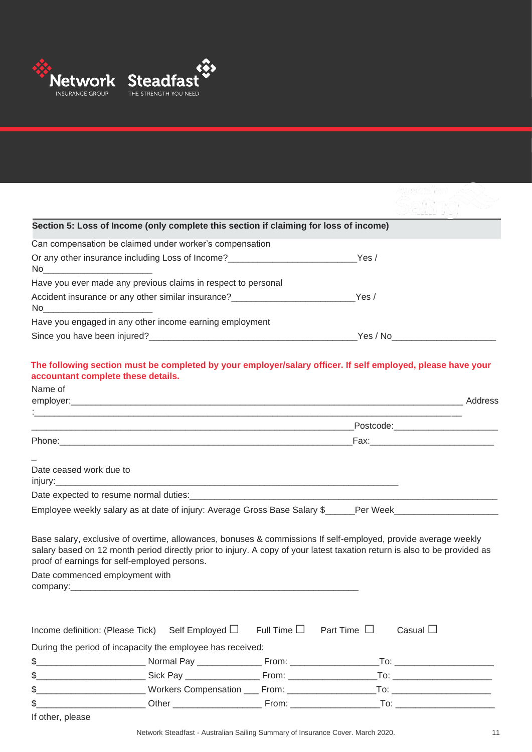## Section 5: Loss of Income (only complete this section if claiming for loss of income)

Can compensation be claimed under worker's compensation

Or any other insurance including Loss of Income?___________________________Yes / No_______________________

Have you ever made any previous claims in respect to personal

Accident insurance or any other similar insurance?_________________________Yes / No_______________________

Have you engaged in any other income earning employment

Since you have been injured?___________________________________________Yes / No_____________________

**The following section must be completed by your employer/salary officer. If self employed, please have your accountant complete these details.**

Name of employer:_______________________________________________________________________________ Address :_________________________________________________________________________________________

___________________________________________________________________Postcode:_____________________

Phone:_____________________________________________________________Fax:_________________________

_

Date ceased work due to injury:________________________________________________________________________

Date expected to resume normal duties:_______________________________________________________________

Employee weekly salary as at date of injury: Average Gross Base Salary $______Per Week_____________________

Base salary, exclusive of overtime, allowances, bonuses & commissions If self-employed, provide average weekly salary based on 12 month period directly prior to injury. A copy of your latest taxation return is also to be provided as proof of earnings for self-employed persons.

Date commenced employment with company:___________________________________________________________

Income definition: (Please Tick) Self Employed ☐ Full Time ☐ Part Time ☐ Casual ☐

During the period of incapacity the employee has received:

$______________________ Normal Pay _____________ From: __________________To: ____________________

$______________________ Sick Pay _______________ From: __________________To: ____________________

$______________________ Workers Compensation ___ From: __________________To: ____________________

$______________________ Other __________________ From: __________________To: ____________________

If other, please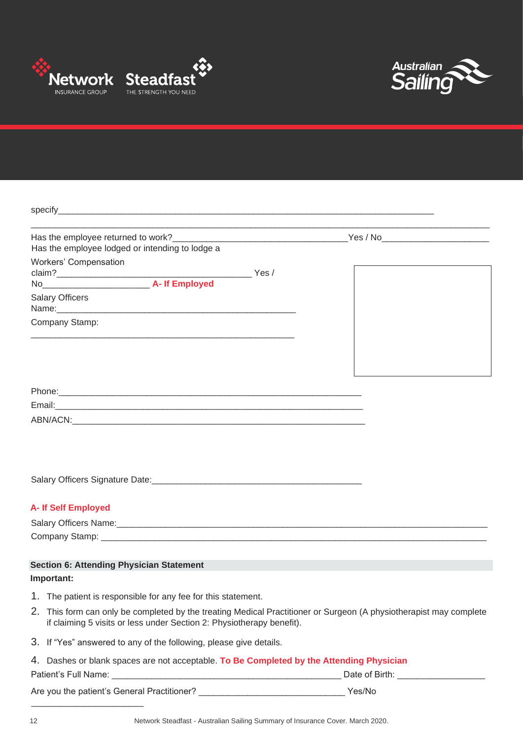specify________________________________________________________________________________

_____________________________________________________________________________________________

Has the employee returned to work?____________________________________Yes / No______________________

Has the employee lodged or intending to lodge a Workers' Compensation claim?__________________________________________ Yes / No_______________________ **A- If Employed**

Salary Officers Name:____________________________________________________

Company Stamp:

__________________________________________________________

Phone:_________________________________________________________________

Email:__________________________________________________________________

ABN/ACN:______________________________________________________________

Salary Officers Signature Date:____________________________________________

**A- If Self Employed**

Salary Officers Name:______________________________________________________________________________

Company Stamp: ___________________________________________________________________________________

## Section 6: Attending Physician Statement

**Important:**

1. The patient is responsible for any fee for this statement.
2. This form can only be completed by the treating Medical Practitioner or Surgeon (A physiotherapist may complete if claiming 5 visits or less under Section 2: Physiotherapy benefit).
3. If "Yes" answered to any of the following, please give details.
4. Dashes or blank spaces are not acceptable. **To Be Completed by the Attending Physician**

Patient's Full Name: _________________________________________________ Date of Birth: __________________

Are you the patient's General Practitioner? _______________________________ Yes/No

________________________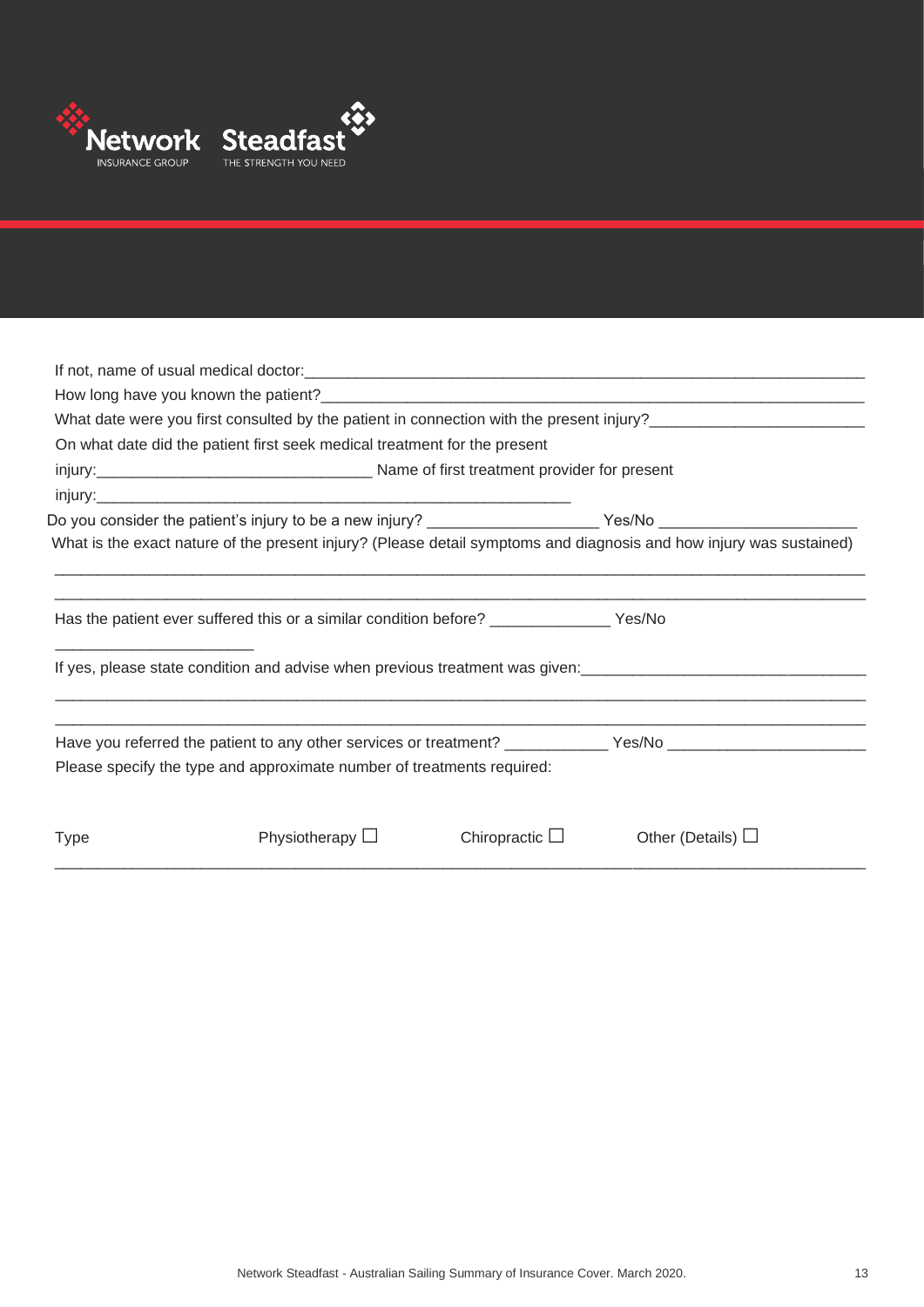If not, name of usual medical doctor:______________________________________________________________

How long have you known the patient?______________________________________________________________

What date were you first consulted by the patient in connection with the present injury?________________________

On what date did the patient first seek medical treatment for the present injury:_______________________________ Name of first treatment provider for present injury:________________________________________________________

Do you consider the patient's injury to be a new injury? ___________________ Yes/No _____________________

What is the exact nature of the present injury? (Please detail symptoms and diagnosis and how injury was sustained)

___________________________________________________________________________________________

___________________________________________________________________________________________

Has the patient ever suffered this or a similar condition before? _____________ Yes/No _____________________

If yes, please state condition and advise when previous treatment was given:______________________________

___________________________________________________________________________________________

___________________________________________________________________________________________

Have you referred the patient to any other services or treatment? ___________ Yes/No _____________________

Please specify the type and approximate number of treatments required:

Type    Physiotherapy ☐    Chiropractic ☐    Other (Details) ☐

___________________________________________________________________________________________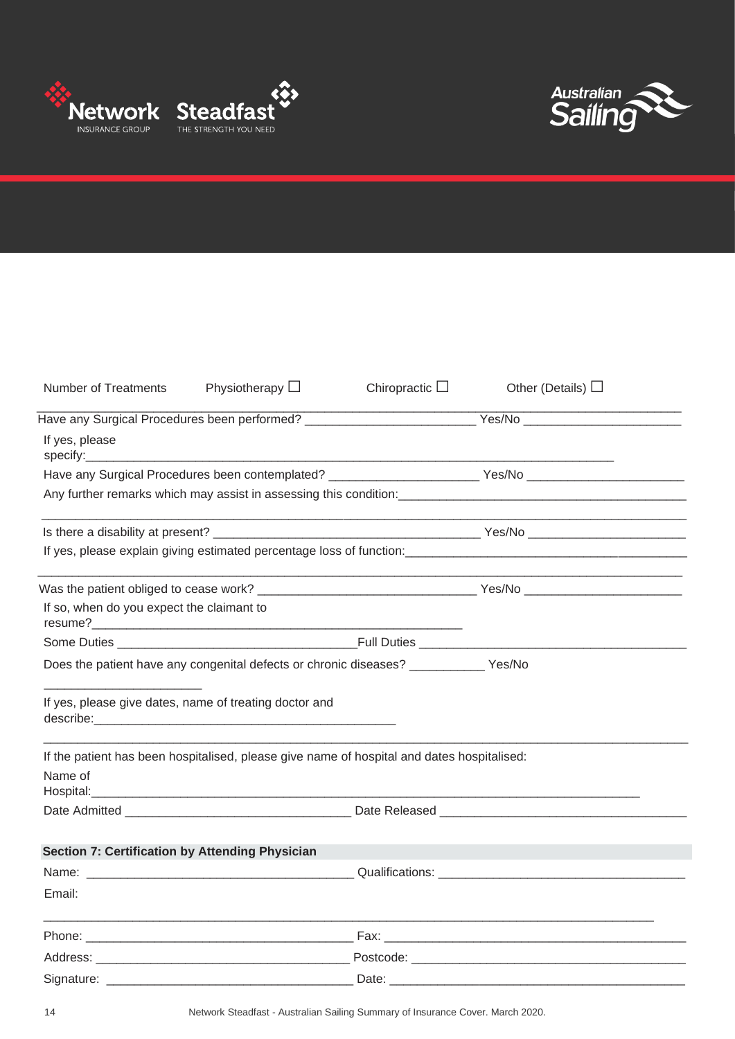Number of Treatments Physiotherapy ☐ Chiropractic ☐ Other (Details) ☐

Have any Surgical Procedures been performed? ________________________ Yes/No ______________________

If yes, please specify:___________________________________________________________________________

Have any Surgical Procedures been contemplated? _____________________ Yes/No ______________________

Any further remarks which may assist in assessing this condition:_________________________________________

___________________________________________________________________________________________

Is there a disability at present? _____________________________________ Yes/No ______________________

If yes, please explain giving estimated percentage loss of function:________________________________________

___________________________________________________________________________________________

Was the patient obliged to cease work? ______________________________ Yes/No ______________________

If so, when do you expect the claimant to resume?___________________________________________________

Some Duties __________________________________Full Duties _______________________________________

Does the patient have any congenital defects or chronic diseases? ___________ Yes/No

______________________

If yes, please give dates, name of treating doctor and describe:_____________________________________________

___________________________________________________________________________________________

If the patient has been hospitalised, please give name of hospital and dates hospitalised:

Name of Hospital:_____________________________________________________________________________

Date Admitted ________________________________ Date Released __________________________________

**Section 7: Certification by Attending Physician**

Name: _____________________________________ Qualifications: __________________________________

Email:

___________________________________________________________________________________________

Phone: _____________________________________ Fax: __________________________________________

Address: ___________________________________ Postcode: ______________________________________

Signature: __________________________________ Date: _________________________________________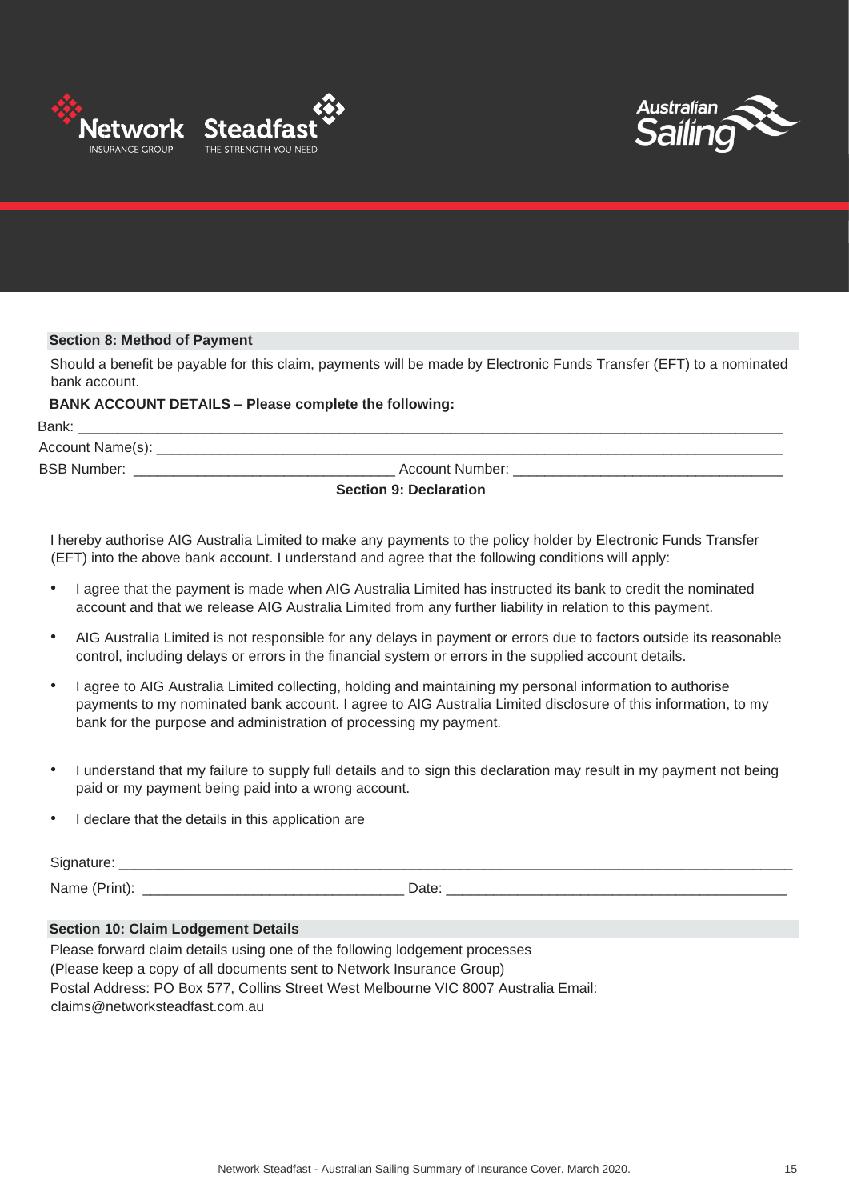## Section 8: Method of Payment

Should a benefit be payable for this claim, payments will be made by Electronic Funds Transfer (EFT) to a nominated bank account.

**BANK ACCOUNT DETAILS – Please complete the following:**

Bank: ______________________________________________________________________

Account Name(s): ______________________________________________________________

BSB Number: ______________________________ Account Number: ______________________________

## Section 9: Declaration

I hereby authorise AIG Australia Limited to make any payments to the policy holder by Electronic Funds Transfer (EFT) into the above bank account. I understand and agree that the following conditions will apply:

- I agree that the payment is made when AIG Australia Limited has instructed its bank to credit the nominated account and that we release AIG Australia Limited from any further liability in relation to this payment.
- AIG Australia Limited is not responsible for any delays in payment or errors due to factors outside its reasonable control, including delays or errors in the financial system or errors in the supplied account details.
- I agree to AIG Australia Limited collecting, holding and maintaining my personal information to authorise payments to my nominated bank account. I agree to AIG Australia Limited disclosure of this information, to my bank for the purpose and administration of processing my payment.
- I understand that my failure to supply full details and to sign this declaration may result in my payment not being paid or my payment being paid into a wrong account.
- I declare that the details in this application are

Signature: ______________________________________________________________________

Name (Print): ______________________________ Date: ______________________________________

## Section 10: Claim Lodgement Details

Please forward claim details using one of the following lodgement processes
(Please keep a copy of all documents sent to Network Insurance Group)
Postal Address: PO Box 577, Collins Street West Melbourne VIC 8007 Australia Email: claims@networksteadfast.com.au